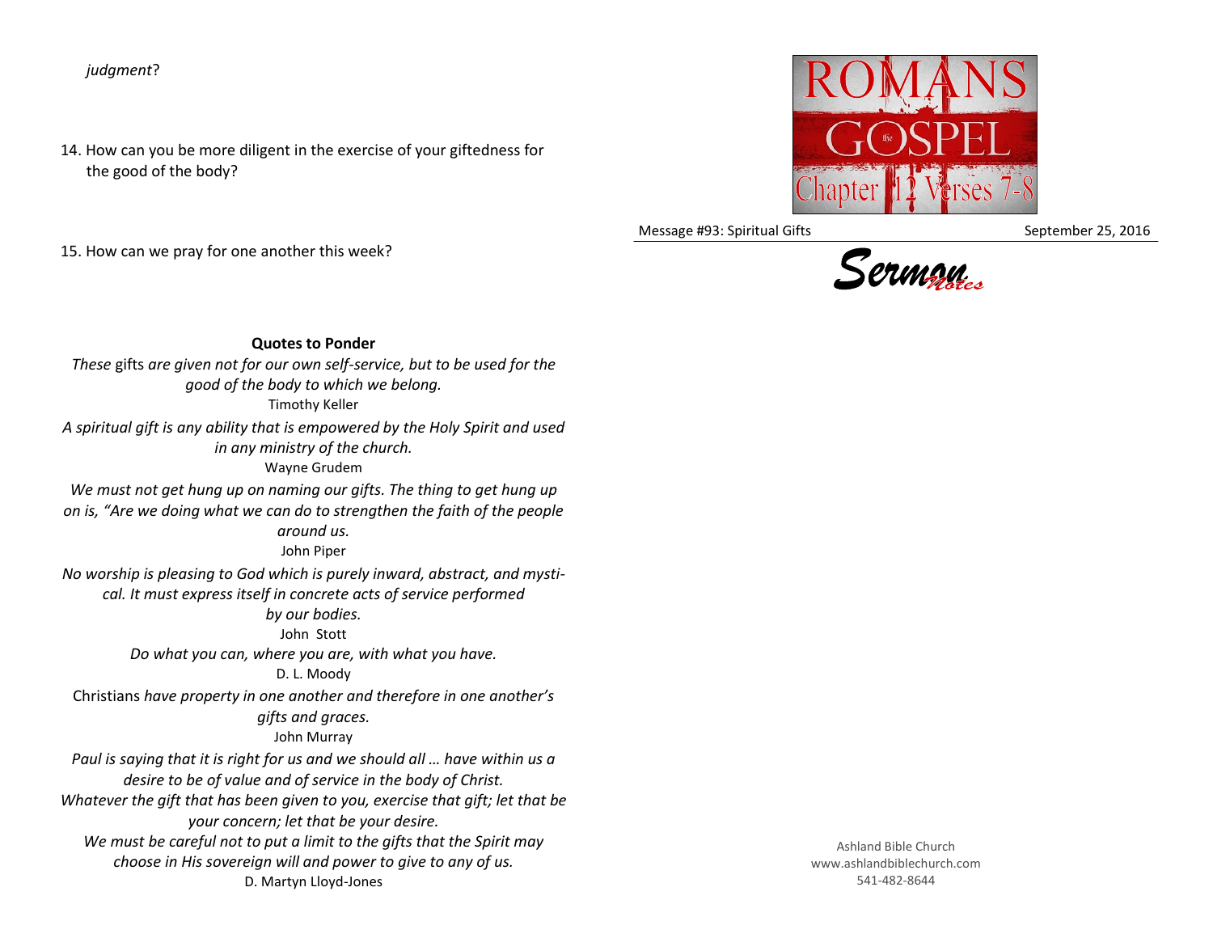*judgment*?

14. How can you be more diligent in the exercise of your giftedness for the good of the body?

15. How can we pray for one another this week?

**Quotes to Ponder**

*These* gifts *are given not for our own self-service, but to be used for the good of the body to which we belong.*
Timothy Keller

*A spiritual gift is any ability that is empowered by the Holy Spirit and used in any ministry of the church.*
Wayne Grudem

*We must not get hung up on naming our gifts. The thing to get hung up on is, "Are we doing what we can do to strengthen the faith of the people around us.*
John Piper

*No worship is pleasing to God which is purely inward, abstract, and mystical. It must express itself in concrete acts of service performed by our bodies.*
John Stott

*Do what you can, where you are, with what you have.*
D. L. Moody

Christians *have property in one another and therefore in one another's gifts and graces.*
John Murray

*Paul is saying that it is right for us and we should all … have within us a desire to be of value and of service in the body of Christ.*
*Whatever the gift that has been given to you, exercise that gift; let that be your concern; let that be your desire.*
*We must be careful not to put a limit to the gifts that the Spirit may choose in His sovereign will and power to give to any of us.*
D. Martyn Lloyd-Jones

ROMANS the GOSPEL Chapter 12 Verses 7-8

Message #93: Spiritual Gifts September 25, 2016

*Sermon Notes*

Ashland Bible Church
www.ashlandbiblechurch.com
541-482-8644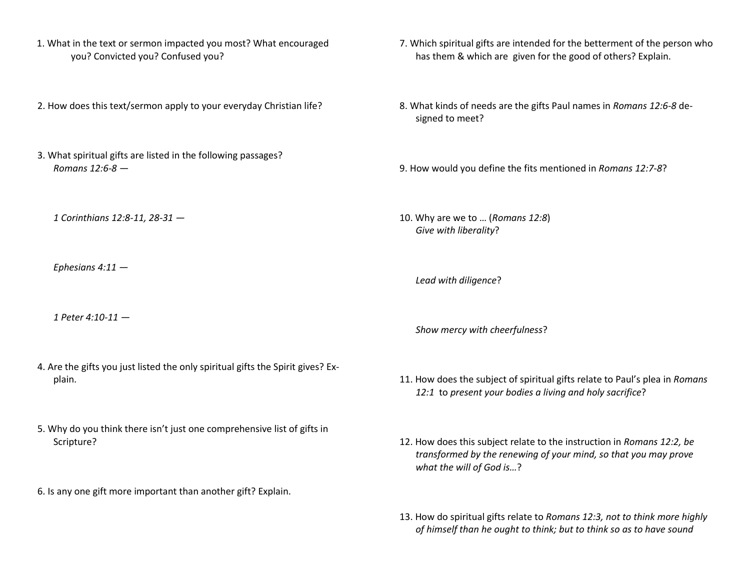1. What in the text or sermon impacted you most? What encouraged you? Convicted you? Confused you?

2. How does this text/sermon apply to your everyday Christian life?

3. What spiritual gifts are listed in the following passages?
   *Romans 12:6-8* —

   *1 Corinthians 12:8-11, 28-31* —

   *Ephesians 4:11* —

   *1 Peter 4:10-11* —

4. Are the gifts you just listed the only spiritual gifts the Spirit gives? Explain.

5. Why do you think there isn't just one comprehensive list of gifts in Scripture?

6. Is any one gift more important than another gift? Explain.

7. Which spiritual gifts are intended for the betterment of the person who has them & which are given for the good of others? Explain.

8. What kinds of needs are the gifts Paul names in *Romans 12:6-8* designed to meet?

9. How would you define the fits mentioned in *Romans 12:7-8*?

10. Why are we to … (*Romans 12:8*)
    *Give with liberality*?

    *Lead with diligence*?

    *Show mercy with cheerfulness*?

11. How does the subject of spiritual gifts relate to Paul's plea in *Romans 12:1* to *present your bodies a living and holy sacrifice*?

12. How does this subject relate to the instruction in *Romans 12:2, be transformed by the renewing of your mind, so that you may prove what the will of God is…*?

13. How do spiritual gifts relate to *Romans 12:3, not to think more highly of himself than he ought to think; but to think so as to have sound*